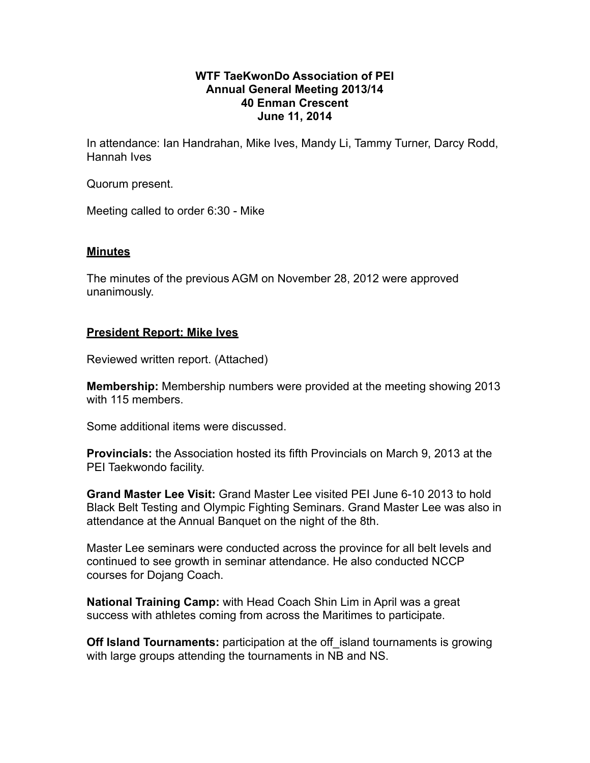**WTF TaeKwonDo Association of PEI**
**Annual General Meeting 2013/14**
**40 Enman Crescent**
**June 11, 2014**

In attendance: Ian Handrahan, Mike Ives, Mandy Li, Tammy Turner, Darcy Rodd, Hannah Ives

Quorum present.

Meeting called to order 6:30 - Mike

## Minutes

The minutes of the previous AGM on November 28, 2012 were approved unanimously.

## President Report: Mike Ives

Reviewed written report. (Attached)

**Membership:** Membership numbers were provided at the meeting showing 2013 with 115 members.

Some additional items were discussed.

**Provincials:** the Association hosted its fifth Provincials on March 9, 2013 at the PEI Taekwondo facility.

**Grand Master Lee Visit:** Grand Master Lee visited PEI June 6-10 2013 to hold Black Belt Testing and Olympic Fighting Seminars. Grand Master Lee was also in attendance at the Annual Banquet on the night of the 8th.

Master Lee seminars were conducted across the province for all belt levels and continued to see growth in seminar attendance. He also conducted NCCP courses for Dojang Coach.

**National Training Camp:** with Head Coach Shin Lim in April was a great success with athletes coming from across the Maritimes to participate.

**Off Island Tournaments:** participation at the off_island tournaments is growing with large groups attending the tournaments in NB and NS.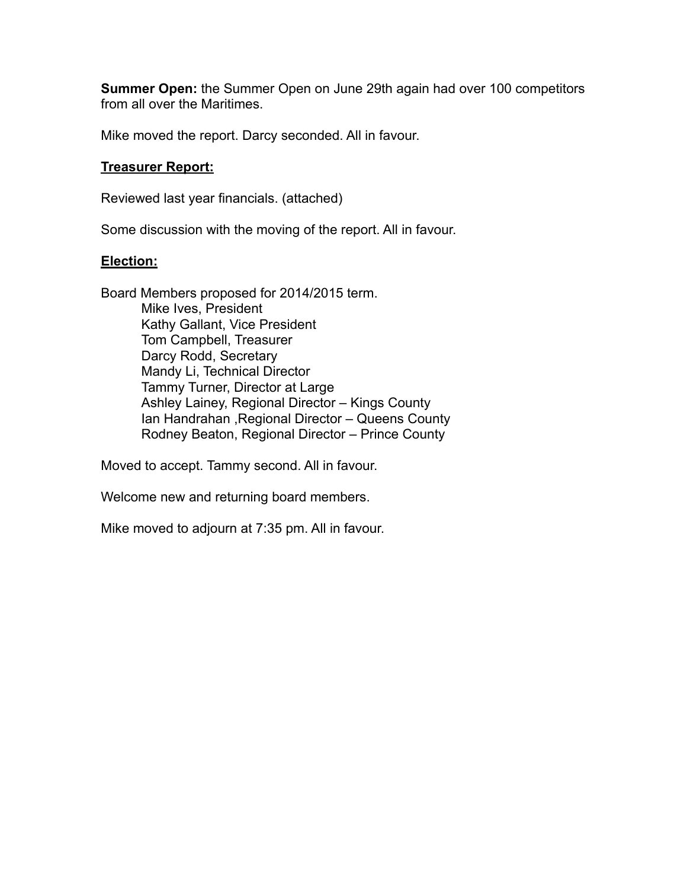**Summer Open:** the Summer Open on June 29th again had over 100 competitors from all over the Maritimes.

Mike moved the report. Darcy seconded. All in favour.

**Treasurer Report:**

Reviewed last year financials. (attached)

Some discussion with the moving of the report. All in favour.

**Election:**

Board Members proposed for 2014/2015 term.

- Mike Ives, President
- Kathy Gallant, Vice President
- Tom Campbell, Treasurer
- Darcy Rodd, Secretary
- Mandy Li, Technical Director
- Tammy Turner, Director at Large
- Ashley Lainey, Regional Director – Kings County
- Ian Handrahan ,Regional Director – Queens County
- Rodney Beaton, Regional Director – Prince County

Moved to accept. Tammy second. All in favour.

Welcome new and returning board members.

Mike moved to adjourn at 7:35 pm. All in favour.